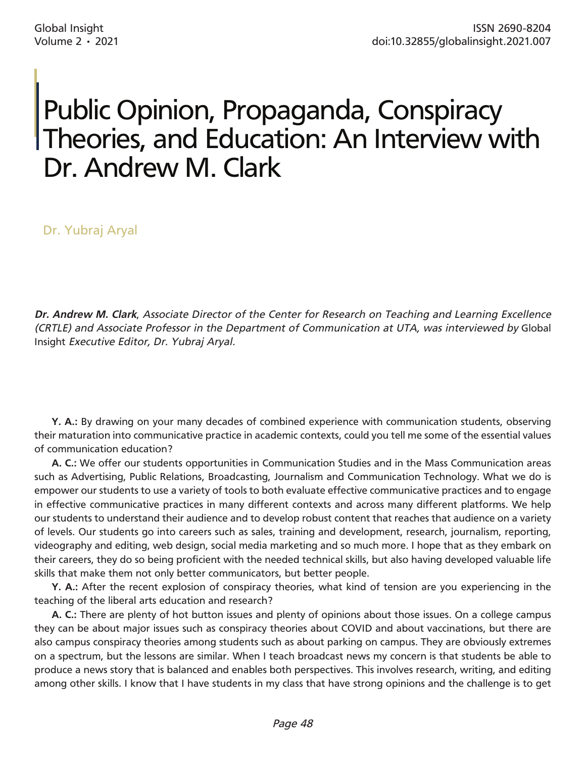# Public Opinion, Propaganda, Conspiracy Theories, and Education: An Interview with Dr. Andrew M. Clark

Dr. Yubraj Aryal

***Dr. Andrew M. Clark**, Associate Director of the Center for Research on Teaching and Learning Excellence (CRTLE) and Associate Professor in the Department of Communication at UTA, was interviewed by* Global Insight *Executive Editor, Dr. Yubraj Aryal.*

**Y. A.:** By drawing on your many decades of combined experience with communication students, observing their maturation into communicative practice in academic contexts, could you tell me some of the essential values of communication education?

**A. C.:** We offer our students opportunities in Communication Studies and in the Mass Communication areas such as Advertising, Public Relations, Broadcasting, Journalism and Communication Technology. What we do is empower our students to use a variety of tools to both evaluate effective communicative practices and to engage in effective communicative practices in many different contexts and across many different platforms. We help our students to understand their audience and to develop robust content that reaches that audience on a variety of levels. Our students go into careers such as sales, training and development, research, journalism, reporting, videography and editing, web design, social media marketing and so much more. I hope that as they embark on their careers, they do so being proficient with the needed technical skills, but also having developed valuable life skills that make them not only better communicators, but better people.

**Y. A.:** After the recent explosion of conspiracy theories, what kind of tension are you experiencing in the teaching of the liberal arts education and research?

**A. C.:** There are plenty of hot button issues and plenty of opinions about those issues. On a college campus they can be about major issues such as conspiracy theories about COVID and about vaccinations, but there are also campus conspiracy theories among students such as about parking on campus. They are obviously extremes on a spectrum, but the lessons are similar. When I teach broadcast news my concern is that students be able to produce a news story that is balanced and enables both perspectives. This involves research, writing, and editing among other skills. I know that I have students in my class that have strong opinions and the challenge is to get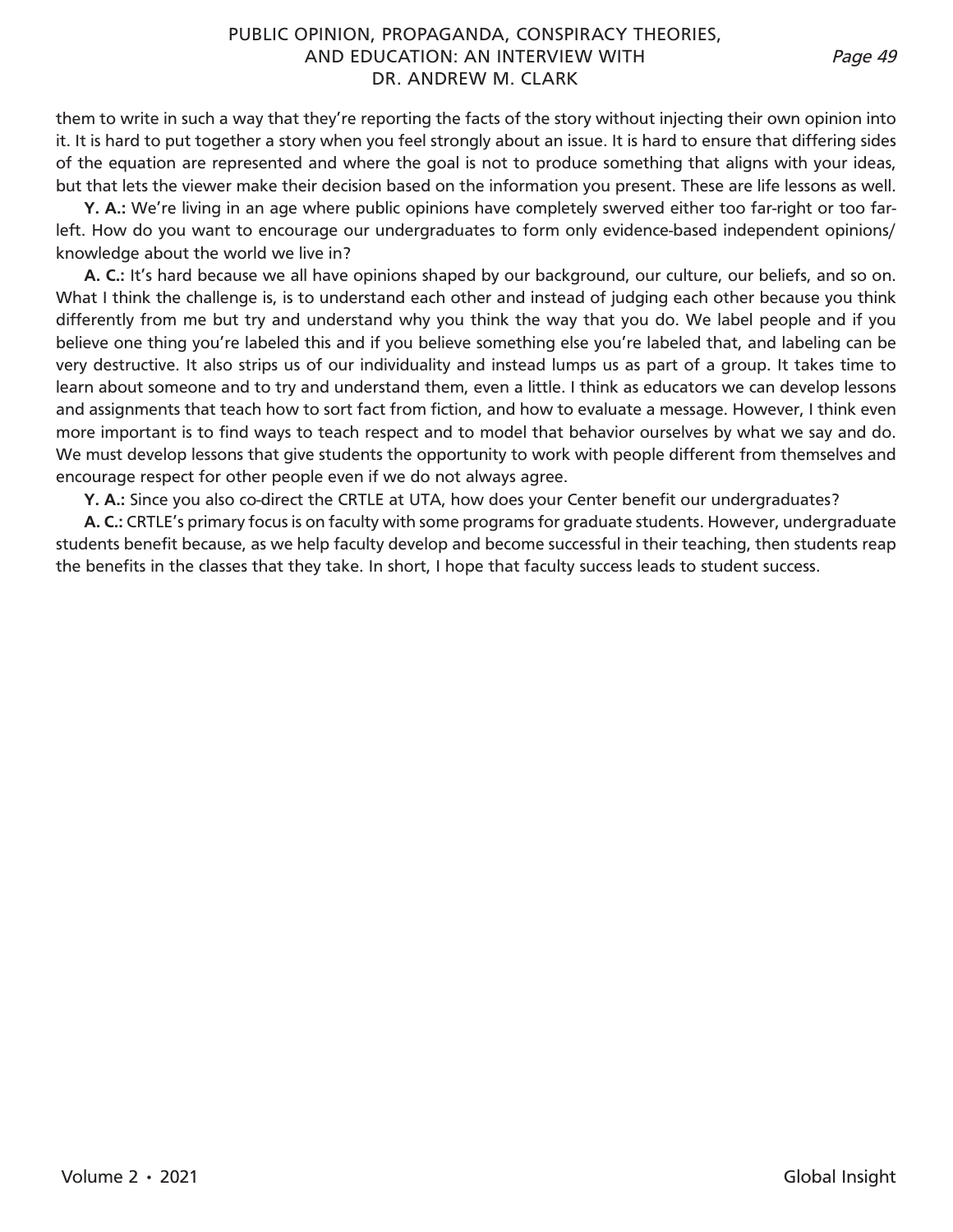them to write in such a way that they're reporting the facts of the story without injecting their own opinion into it. It is hard to put together a story when you feel strongly about an issue. It is hard to ensure that differing sides of the equation are represented and where the goal is not to produce something that aligns with your ideas, but that lets the viewer make their decision based on the information you present. These are life lessons as well.

**Y. A.:** We're living in an age where public opinions have completely swerved either too far-right or too far-left. How do you want to encourage our undergraduates to form only evidence-based independent opinions/knowledge about the world we live in?

**A. C.:** It's hard because we all have opinions shaped by our background, our culture, our beliefs, and so on. What I think the challenge is, is to understand each other and instead of judging each other because you think differently from me but try and understand why you think the way that you do. We label people and if you believe one thing you're labeled this and if you believe something else you're labeled that, and labeling can be very destructive. It also strips us of our individuality and instead lumps us as part of a group. It takes time to learn about someone and to try and understand them, even a little. I think as educators we can develop lessons and assignments that teach how to sort fact from fiction, and how to evaluate a message. However, I think even more important is to find ways to teach respect and to model that behavior ourselves by what we say and do. We must develop lessons that give students the opportunity to work with people different from themselves and encourage respect for other people even if we do not always agree.

**Y. A.:** Since you also co-direct the CRTLE at UTA, how does your Center benefit our undergraduates?

**A. C.:** CRTLE's primary focus is on faculty with some programs for graduate students. However, undergraduate students benefit because, as we help faculty develop and become successful in their teaching, then students reap the benefits in the classes that they take. In short, I hope that faculty success leads to student success.